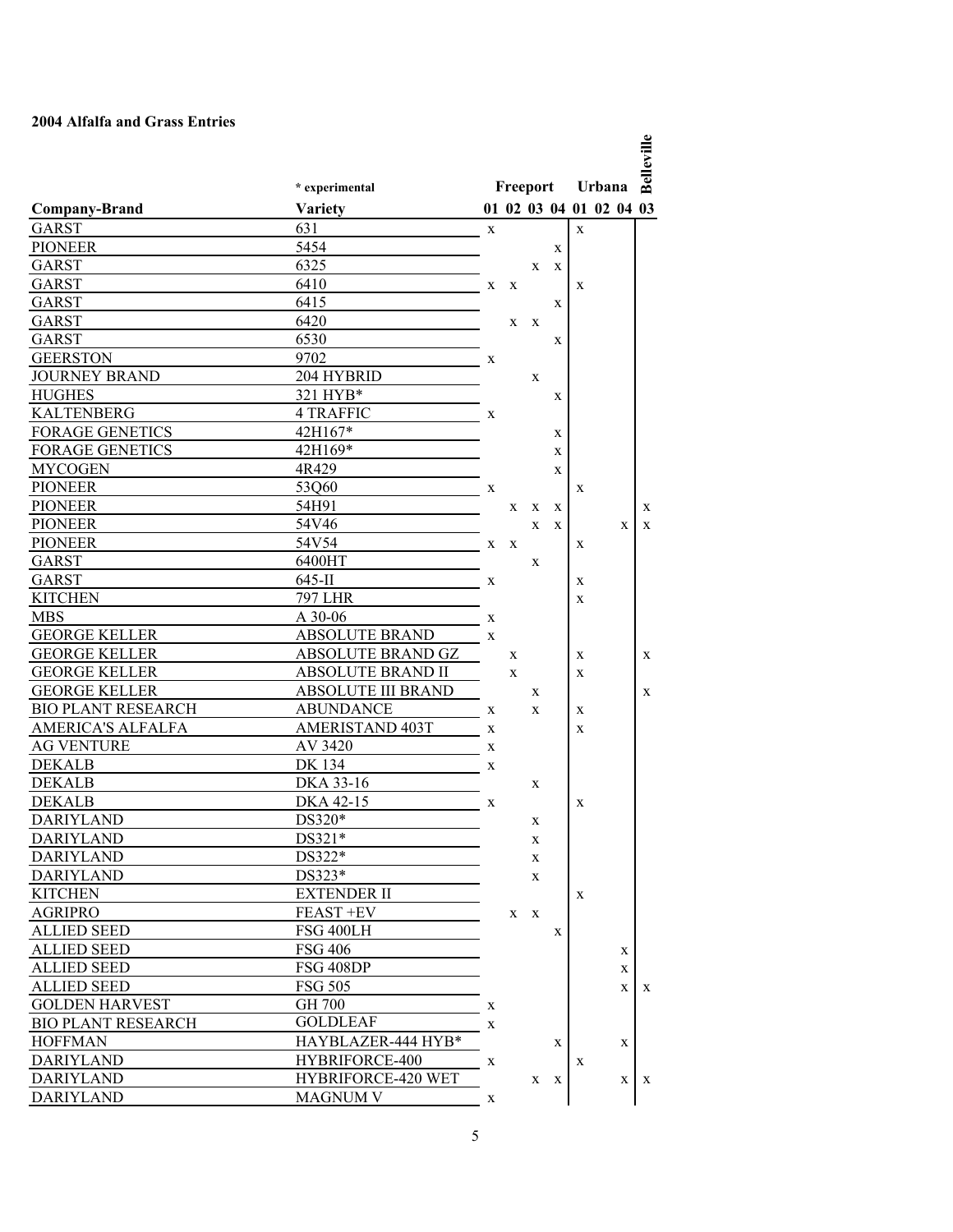## 2004 Alfalfa and Grass Entries

| Company-Brand | * experimental Variety | Freeport 01 | Freeport 02 | Freeport 03 | Freeport 04 | Urbana 01 | Urbana 02 | Urbana 04 | Belleville 03 |
|---|---|---|---|---|---|---|---|---|---|
| GARST | 631 | x | | | | x | | | |
| PIONEER | 5454 | | | | x | | | | |
| GARST | 6325 | | | x | x | | | | |
| GARST | 6410 | x | x | | | x | | | |
| GARST | 6415 | | | | x | | | | |
| GARST | 6420 | | x | x | | | | | |
| GARST | 6530 | | | | x | | | | |
| GEERSTON | 9702 | x | | | | | | | |
| JOURNEY BRAND | 204 HYBRID | | | x | | | | | |
| HUGHES | 321 HYB* | | | | x | | | | |
| KALTENBERG | 4 TRAFFIC | x | | | | | | | |
| FORAGE GENETICS | 42H167* | | | | x | | | | |
| FORAGE GENETICS | 42H169* | | | | x | | | | |
| MYCOGEN | 4R429 | | | | x | | | | |
| PIONEER | 53Q60 | x | | | | x | | | |
| PIONEER | 54H91 | | x | x | x | | | | x |
| PIONEER | 54V46 | | | x | x | | | x | x |
| PIONEER | 54V54 | x | x | | | x | | | |
| GARST | 6400HT | | | x | | | | | |
| GARST | 645-II | x | | | | x | | | |
| KITCHEN | 797 LHR | | | | | x | | | |
| MBS | A 30-06 | x | | | | | | | |
| GEORGE KELLER | ABSOLUTE BRAND | x | | | | | | | |
| GEORGE KELLER | ABSOLUTE BRAND GZ | | x | | | x | | | x |
| GEORGE KELLER | ABSOLUTE BRAND II | | x | | | x | | | |
| GEORGE KELLER | ABSOLUTE III BRAND | | | x | | | | | x |
| BIO PLANT RESEARCH | ABUNDANCE | x | | x | | x | | | |
| AMERICA'S ALFALFA | AMERISTAND 403T | x | | | | x | | | |
| AG VENTURE | AV 3420 | x | | | | | | | |
| DEKALB | DK 134 | x | | | | | | | |
| DEKALB | DKA 33-16 | | | x | | | | | |
| DEKALB | DKA 42-15 | x | | | | x | | | |
| DARIYLAND | DS320* | | | x | | | | | |
| DARIYLAND | DS321* | | | x | | | | | |
| DARIYLAND | DS322* | | | x | | | | | |
| DARIYLAND | DS323* | | | x | | | | | |
| KITCHEN | EXTENDER II | | | | | x | | | |
| AGRIPRO | FEAST +EV | | x | x | | | | | |
| ALLIED SEED | FSG 400LH | | | | x | | | | |
| ALLIED SEED | FSG 406 | | | | | | | x | |
| ALLIED SEED | FSG 408DP | | | | | | | x | |
| ALLIED SEED | FSG 505 | | | | | | | x | x |
| GOLDEN HARVEST | GH 700 | x | | | | | | | |
| BIO PLANT RESEARCH | GOLDLEAF | x | | | | | | | |
| HOFFMAN | HAYBLAZER-444 HYB* | | | | x | | | x | |
| DARIYLAND | HYBRIFORCE-400 | x | | | | x | | | |
| DARIYLAND | HYBRIFORCE-420 WET | | | x | x | | | x | x |
| DARIYLAND | MAGNUM V | x | | | | | | | |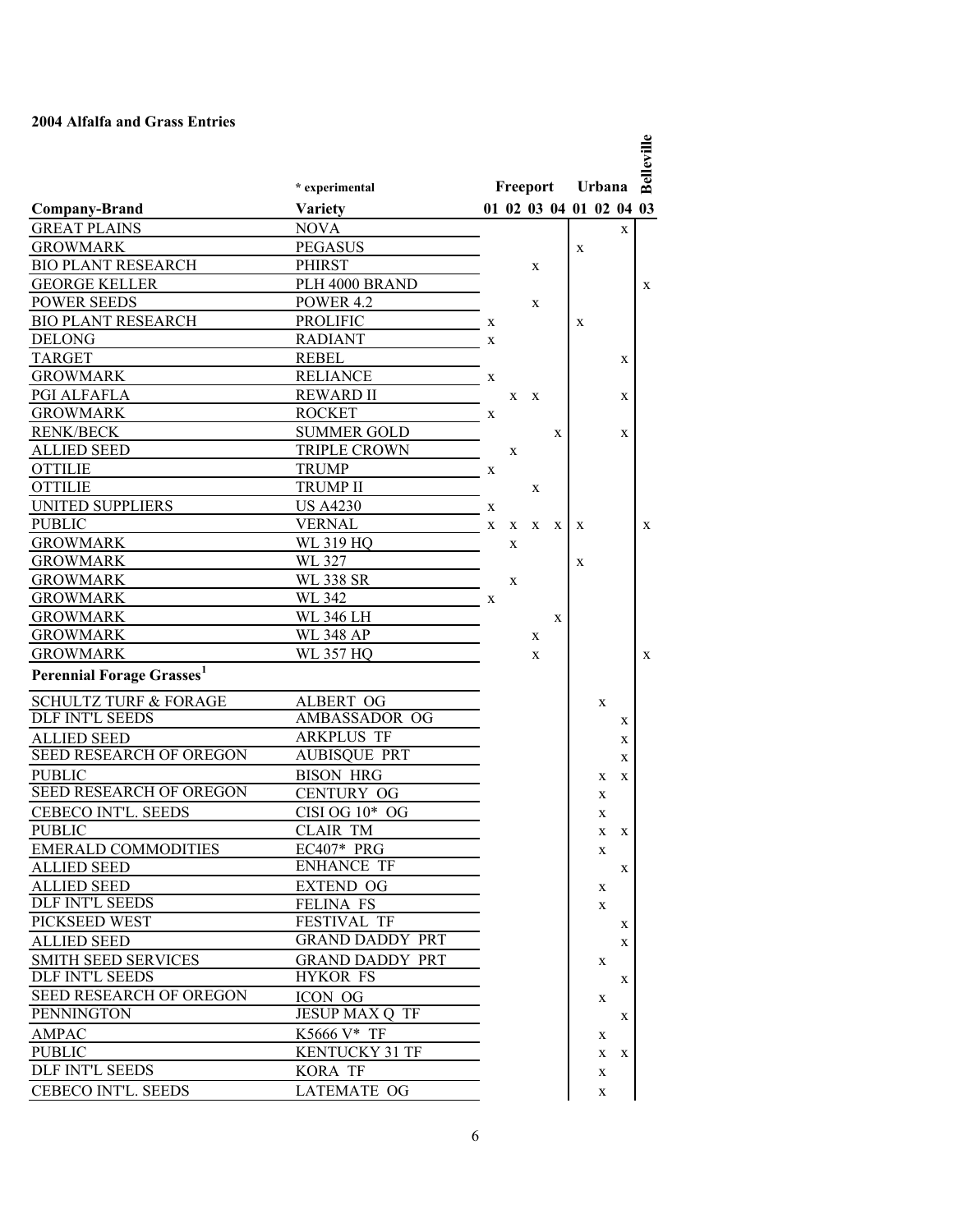**2004 Alfalfa and Grass Entries**

| Company-Brand | * experimental Variety | Freeport 01 | Freeport 02 | Freeport 03 | Freeport 04 | Urbana 01 | Urbana 02 | Urbana 04 | Belleville 03 |
|---|---|---|---|---|---|---|---|---|---|
| GREAT PLAINS | NOVA | | | | | | | x | |
| GROWMARK | PEGASUS | | | | | x | | | |
| BIO PLANT RESEARCH | PHIRST | | | x | | | | | |
| GEORGE KELLER | PLH 4000 BRAND | | | | | | | | x |
| POWER SEEDS | POWER 4.2 | | | x | | | | | |
| BIO PLANT RESEARCH | PROLIFIC | x | | | | x | | | |
| DELONG | RADIANT | x | | | | | | | |
| TARGET | REBEL | | | | | | | x | |
| GROWMARK | RELIANCE | x | | | | | | | |
| PGI ALFAFLA | REWARD II | | x | x | | | | x | |
| GROWMARK | ROCKET | x | | | | | | | |
| RENK/BECK | SUMMER GOLD | | | | x | | | x | |
| ALLIED SEED | TRIPLE CROWN | | x | | | | | | |
| OTTILIE | TRUMP | x | | | | | | | |
| OTTILIE | TRUMP II | | | x | | | | | |
| UNITED SUPPLIERS | US A4230 | x | | | | | | | |
| PUBLIC | VERNAL | x | x | x | x | x | | | x |
| GROWMARK | WL 319 HQ | | x | | | | | | |
| GROWMARK | WL 327 | | | | | x | | | |
| GROWMARK | WL 338 SR | | x | | | | | | |
| GROWMARK | WL 342 | x | | | | | | | |
| GROWMARK | WL 346 LH | | | | x | | | | |
| GROWMARK | WL 348 AP | | | x | | | | | |
| GROWMARK | WL 357 HQ | | | x | | | | | x |
| **Perennial Forage Grasses[1]** | | | | | | | | | |
| SCHULTZ TURF & FORAGE | ALBERT OG | | | | | | x | | |
| DLF INT'L SEEDS | AMBASSADOR OG | | | | | | | x | |
| ALLIED SEED | ARKPLUS TF | | | | | | | x | |
| SEED RESEARCH OF OREGON | AUBISQUE PRT | | | | | | | x | |
| PUBLIC | BISON HRG | | | | | | x | x | |
| SEED RESEARCH OF OREGON | CENTURY OG | | | | | | x | | |
| CEBECO INT'L. SEEDS | CISI OG 10* OG | | | | | | x | | |
| PUBLIC | CLAIR TM | | | | | | x | x | |
| EMERALD COMMODITIES | EC407* PRG | | | | | | x | | |
| ALLIED SEED | ENHANCE TF | | | | | | | x | |
| ALLIED SEED | EXTEND OG | | | | | | x | | |
| DLF INT'L SEEDS | FELINA FS | | | | | | x | | |
| PICKSEED WEST | FESTIVAL TF | | | | | | | x | |
| ALLIED SEED | GRAND DADDY PRT | | | | | | | x | |
| SMITH SEED SERVICES | GRAND DADDY PRT | | | | | | x | | |
| DLF INT'L SEEDS | HYKOR FS | | | | | | | x | |
| SEED RESEARCH OF OREGON | ICON OG | | | | | | x | | |
| PENNINGTON | JESUP MAX Q TF | | | | | | | x | |
| AMPAC | K5666 V* TF | | | | | | x | | |
| PUBLIC | KENTUCKY 31 TF | | | | | | x | x | |
| DLF INT'L SEEDS | KORA TF | | | | | | x | | |
| CEBECO INT'L. SEEDS | LATEMATE OG | | | | | | x | | |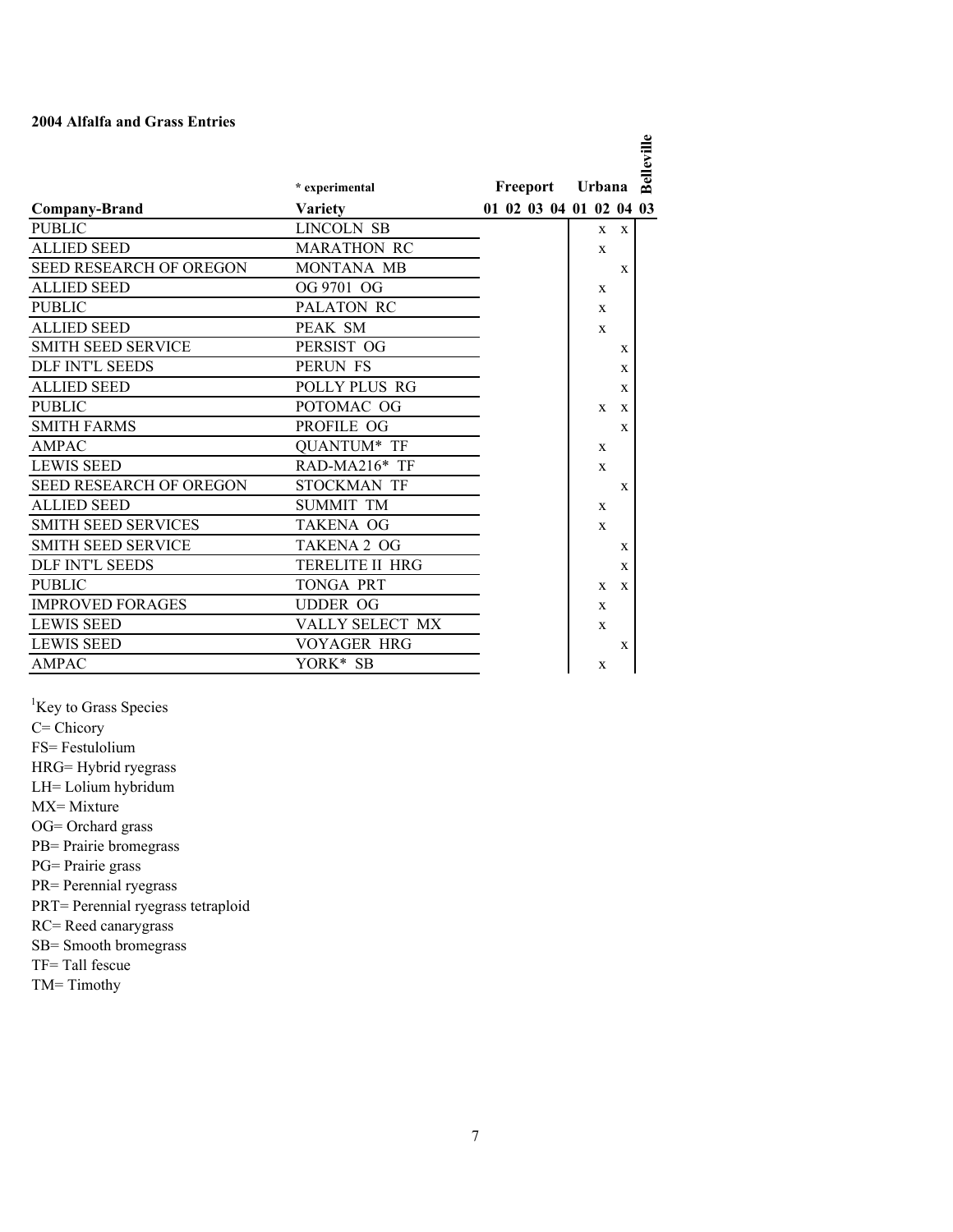**2004 Alfalfa and Grass Entries**

| | * experimental | Freeport | | | | Urbana | | | Belleville |
|---|---|---|---|---|---|---|---|---|---|
| **Company-Brand** | **Variety** | **01** | **02** | **03** | **04** | **01** | **02** | **04** | **03** |
| PUBLIC | LINCOLN SB | | | | | | x | x | |
| ALLIED SEED | MARATHON RC | | | | | | x | | |
| SEED RESEARCH OF OREGON | MONTANA MB | | | | | | | x | |
| ALLIED SEED | OG 9701 OG | | | | | | x | | |
| PUBLIC | PALATON RC | | | | | | x | | |
| ALLIED SEED | PEAK SM | | | | | | x | | |
| SMITH SEED SERVICE | PERSIST OG | | | | | | | x | |
| DLF INT'L SEEDS | PERUN FS | | | | | | | x | |
| ALLIED SEED | POLLY PLUS RG | | | | | | | x | |
| PUBLIC | POTOMAC OG | | | | | | x | x | |
| SMITH FARMS | PROFILE OG | | | | | | | x | |
| AMPAC | QUANTUM* TF | | | | | | x | | |
| LEWIS SEED | RAD-MA216* TF | | | | | | x | | |
| SEED RESEARCH OF OREGON | STOCKMAN TF | | | | | | | x | |
| ALLIED SEED | SUMMIT TM | | | | | | x | | |
| SMITH SEED SERVICES | TAKENA OG | | | | | | x | | |
| SMITH SEED SERVICE | TAKENA 2 OG | | | | | | | x | |
| DLF INT'L SEEDS | TERELITE II HRG | | | | | | | x | |
| PUBLIC | TONGA PRT | | | | | | x | x | |
| IMPROVED FORAGES | UDDER OG | | | | | | x | | |
| LEWIS SEED | VALLY SELECT MX | | | | | | x | | |
| LEWIS SEED | VOYAGER HRG | | | | | | | x | |
| AMPAC | YORK* SB | | | | | | x | | |

[1]Key to Grass Species

C= Chicory
FS= Festulolium
HRG= Hybrid ryegrass
LH= Lolium hybridum
MX= Mixture
OG= Orchard grass
PB= Prairie bromegrass
PG= Prairie grass
PR= Perennial ryegrass
PRT= Perennial ryegrass tetraploid
RC= Reed canarygrass
SB= Smooth bromegrass
TF= Tall fescue
TM= Timothy